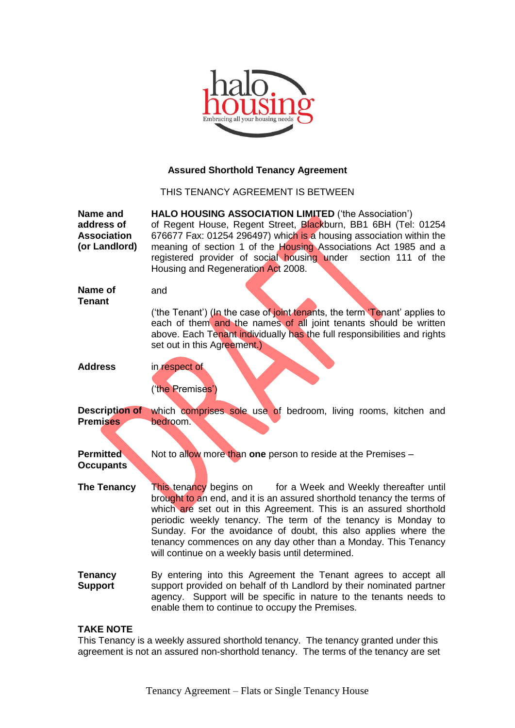## Assured Shorthold Tenancy Agreement

THIS TENANCY AGREEMENT IS BETWEEN

**Name and address of Association (or Landlord)**

**HALO HOUSING ASSOCIATION LIMITED** ('the Association') of Regent House, Regent Street, Blackburn, BB1 6BH (Tel: 01254 676677 Fax: 01254 296497) which is a housing association within the meaning of section 1 of the Housing Associations Act 1985 and a registered provider of social housing under section 111 of the Housing and Regeneration Act 2008.

**Name of Tenant**

and

('the Tenant') (In the case of joint tenants, the term 'Tenant' applies to each of them and the names of all joint tenants should be written above. Each Tenant individually has the full responsibilities and rights set out in this Agreement.)

**Address**

in respect of

('the Premises')

**Description of Premises**

which comprises sole use of bedroom, living rooms, kitchen and bedroom.

**Permitted Occupants**

Not to allow more than **one** person to reside at the Premises –

**The Tenancy**

This tenancy begins on for a Week and Weekly thereafter until brought to an end, and it is an assured shorthold tenancy the terms of which are set out in this Agreement. This is an assured shorthold periodic weekly tenancy. The term of the tenancy is Monday to Sunday. For the avoidance of doubt, this also applies where the tenancy commences on any day other than a Monday. This Tenancy will continue on a weekly basis until determined.

**Tenancy Support**

By entering into this Agreement the Tenant agrees to accept all support provided on behalf of th Landlord by their nominated partner agency. Support will be specific in nature to the tenants needs to enable them to continue to occupy the Premises.

**TAKE NOTE**

This Tenancy is a weekly assured shorthold tenancy. The tenancy granted under this agreement is not an assured non-shorthold tenancy. The terms of the tenancy are set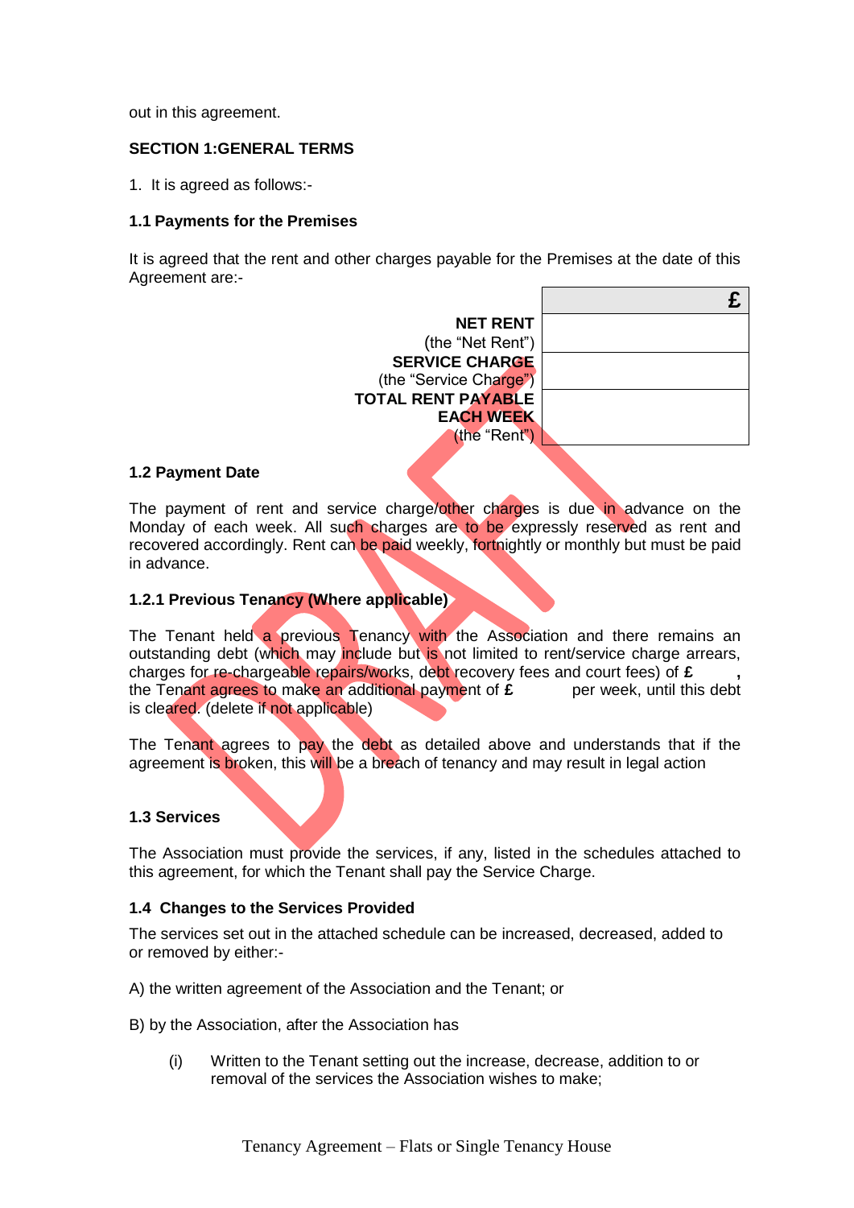out in this agreement.

## SECTION 1:GENERAL TERMS

1. It is agreed as follows:-

### 1.1 Payments for the Premises

It is agreed that the rent and other charges payable for the Premises at the date of this Agreement are:-

| | £ |
|---|---|
| **NET RENT** (the "Net Rent") | |
| **SERVICE CHARGE** (the "Service Charge") | |
| **TOTAL RENT PAYABLE EACH WEEK** (the "Rent") | |

### 1.2 Payment Date

The payment of rent and service charge/other charges is due in advance on the Monday of each week. All such charges are to be expressly reserved as rent and recovered accordingly. Rent can be paid weekly, fortnightly or monthly but must be paid in advance.

### 1.2.1 Previous Tenancy (Where applicable)

The Tenant held a previous Tenancy with the Association and there remains an outstanding debt (which may include but is not limited to rent/service charge arrears, charges for re-chargeable repairs/works, debt recovery fees and court fees) of **£ ,** the Tenant agrees to make an additional payment of **£** per week, until this debt is cleared. (delete if not applicable)

The Tenant agrees to pay the debt as detailed above and understands that if the agreement is broken, this will be a breach of tenancy and may result in legal action

### 1.3 Services

The Association must provide the services, if any, listed in the schedules attached to this agreement, for which the Tenant shall pay the Service Charge.

### 1.4 Changes to the Services Provided

The services set out in the attached schedule can be increased, decreased, added to or removed by either:-

A) the written agreement of the Association and the Tenant; or

B) by the Association, after the Association has

(i) Written to the Tenant setting out the increase, decrease, addition to or removal of the services the Association wishes to make;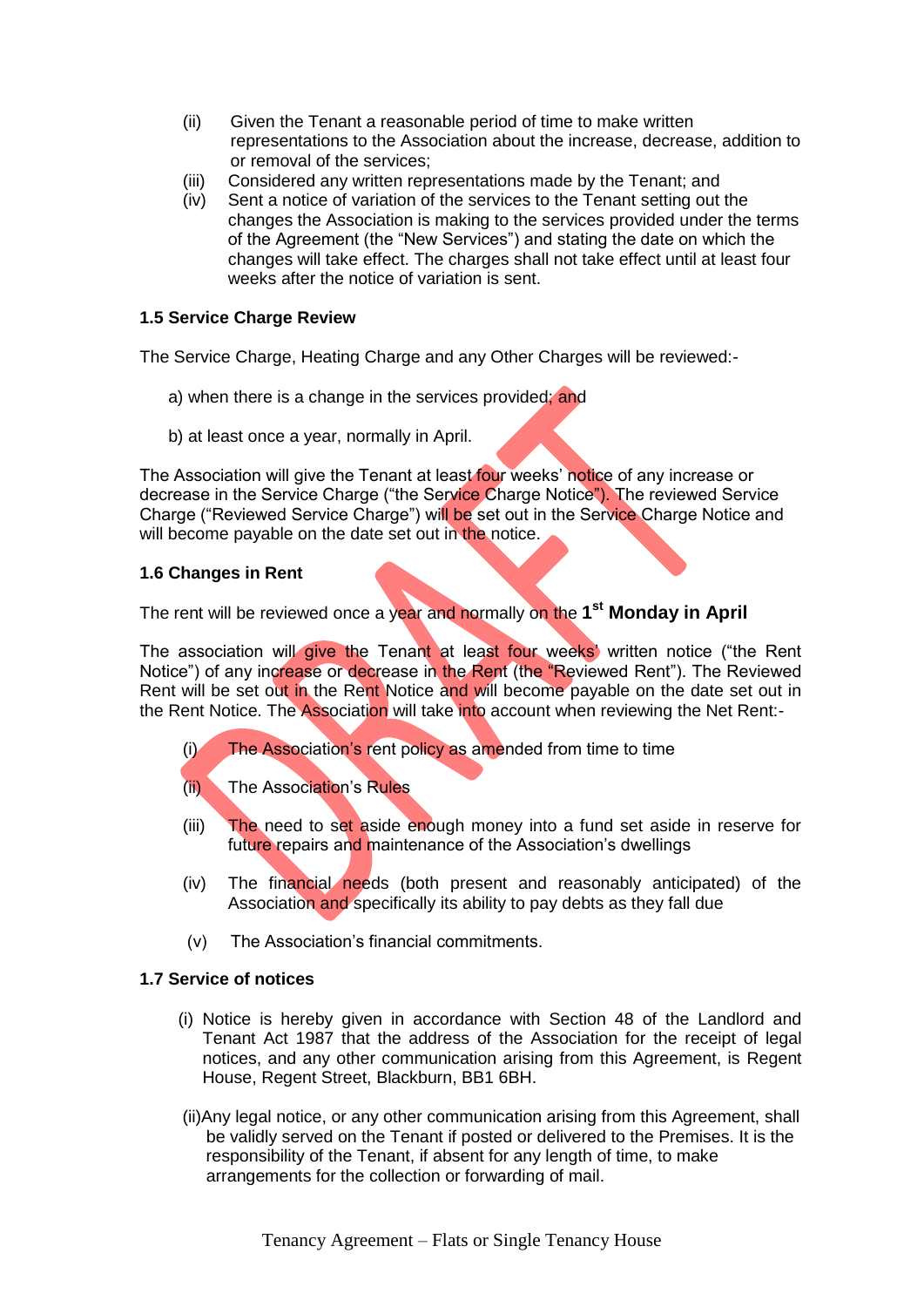(ii) Given the Tenant a reasonable period of time to make written representations to the Association about the increase, decrease, addition to or removal of the services;

(iii) Considered any written representations made by the Tenant; and

(iv) Sent a notice of variation of the services to the Tenant setting out the changes the Association is making to the services provided under the terms of the Agreement (the "New Services") and stating the date on which the changes will take effect. The charges shall not take effect until at least four weeks after the notice of variation is sent.

**1.5 Service Charge Review**

The Service Charge, Heating Charge and any Other Charges will be reviewed:-

a) when there is a change in the services provided; and

b) at least once a year, normally in April.

The Association will give the Tenant at least four weeks' notice of any increase or decrease in the Service Charge ("the Service Charge Notice"). The reviewed Service Charge ("Reviewed Service Charge") will be set out in the Service Charge Notice and will become payable on the date set out in the notice.

**1.6 Changes in Rent**

The rent will be reviewed once a year and normally on the **1st Monday in April**

The association will give the Tenant at least four weeks' written notice ("the Rent Notice") of any increase or decrease in the Rent (the "Reviewed Rent"). The Reviewed Rent will be set out in the Rent Notice and will become payable on the date set out in the Rent Notice. The Association will take into account when reviewing the Net Rent:-

(i) The Association's rent policy as amended from time to time

(ii) The Association's Rules

(iii) The need to set aside enough money into a fund set aside in reserve for future repairs and maintenance of the Association's dwellings

(iv) The financial needs (both present and reasonably anticipated) of the Association and specifically its ability to pay debts as they fall due

(v) The Association's financial commitments.

**1.7 Service of notices**

(i) Notice is hereby given in accordance with Section 48 of the Landlord and Tenant Act 1987 that the address of the Association for the receipt of legal notices, and any other communication arising from this Agreement, is Regent House, Regent Street, Blackburn, BB1 6BH.

(ii) Any legal notice, or any other communication arising from this Agreement, shall be validly served on the Tenant if posted or delivered to the Premises. It is the responsibility of the Tenant, if absent for any length of time, to make arrangements for the collection or forwarding of mail.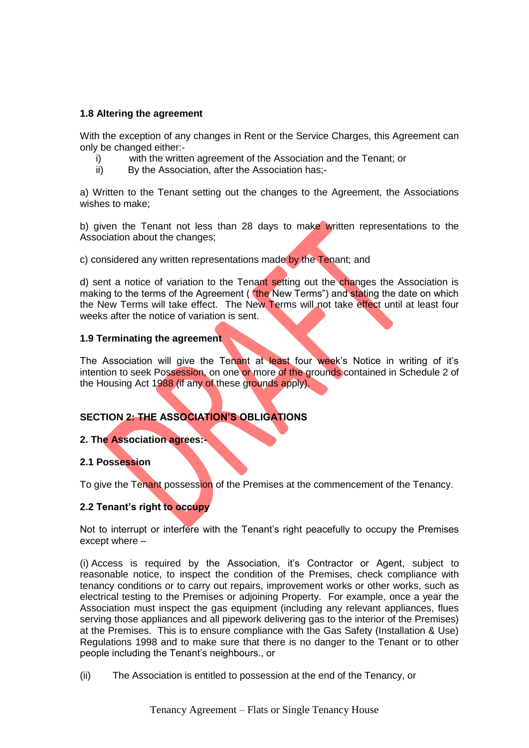**1.8 Altering the agreement**

With the exception of any changes in Rent or the Service Charges, this Agreement can only be changed either:-

i) with the written agreement of the Association and the Tenant; or
ii) By the Association, after the Association has;-

a) Written to the Tenant setting out the changes to the Agreement, the Associations wishes to make;

b) given the Tenant not less than 28 days to make written representations to the Association about the changes;

c) considered any written representations made by the Tenant; and

d) sent a notice of variation to the Tenant setting out the changes the Association is making to the terms of the Agreement ( "the New Terms") and stating the date on which the New Terms will take effect. The New Terms will not take effect until at least four weeks after the notice of variation is sent.

**1.9 Terminating the agreement**

The Association will give the Tenant at least four week's Notice in writing of it's intention to seek Possession, on one or more of the grounds contained in Schedule 2 of the Housing Act 1988 (if any of these grounds apply).

**SECTION 2: THE ASSOCIATION'S OBLIGATIONS**

**2. The Association agrees:-**

**2.1 Possession**

To give the Tenant possession of the Premises at the commencement of the Tenancy.

**2.2 Tenant's right to occupy**

Not to interrupt or interfere with the Tenant's right peacefully to occupy the Premises except where –

(i) Access is required by the Association, it's Contractor or Agent, subject to reasonable notice, to inspect the condition of the Premises, check compliance with tenancy conditions or to carry out repairs, improvement works or other works, such as electrical testing to the Premises or adjoining Property. For example, once a year the Association must inspect the gas equipment (including any relevant appliances, flues serving those appliances and all pipework delivering gas to the interior of the Premises) at the Premises. This is to ensure compliance with the Gas Safety (Installation & Use) Regulations 1998 and to make sure that there is no danger to the Tenant or to other people including the Tenant's neighbours., or

(ii) The Association is entitled to possession at the end of the Tenancy, or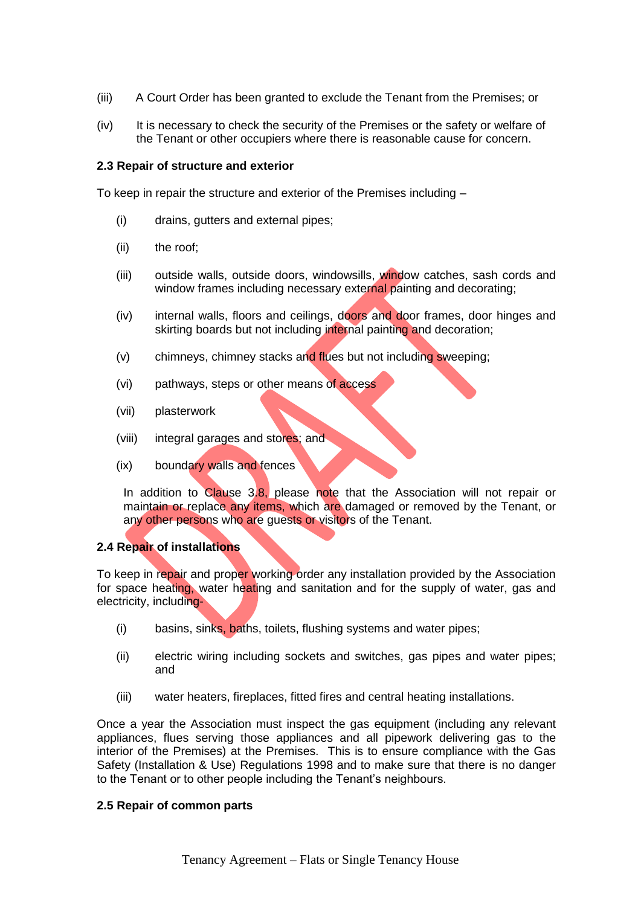(iii) A Court Order has been granted to exclude the Tenant from the Premises; or

(iv) It is necessary to check the security of the Premises or the safety or welfare of the Tenant or other occupiers where there is reasonable cause for concern.

**2.3 Repair of structure and exterior**

To keep in repair the structure and exterior of the Premises including –

(i) drains, gutters and external pipes;

(ii) the roof;

(iii) outside walls, outside doors, windowsills, window catches, sash cords and window frames including necessary external painting and decorating;

(iv) internal walls, floors and ceilings, doors and door frames, door hinges and skirting boards but not including internal painting and decoration;

(v) chimneys, chimney stacks and flues but not including sweeping;

(vi) pathways, steps or other means of access

(vii) plasterwork

(viii) integral garages and stores; and

(ix) boundary walls and fences

In addition to Clause 3.8, please note that the Association will not repair or maintain or replace any items, which are damaged or removed by the Tenant, or any other persons who are guests or visitors of the Tenant.

**2.4 Repair of installations**

To keep in repair and proper working order any installation provided by the Association for space heating, water heating and sanitation and for the supply of water, gas and electricity, including-

(i) basins, sinks, baths, toilets, flushing systems and water pipes;

(ii) electric wiring including sockets and switches, gas pipes and water pipes; and

(iii) water heaters, fireplaces, fitted fires and central heating installations.

Once a year the Association must inspect the gas equipment (including any relevant appliances, flues serving those appliances and all pipework delivering gas to the interior of the Premises) at the Premises. This is to ensure compliance with the Gas Safety (Installation & Use) Regulations 1998 and to make sure that there is no danger to the Tenant or to other people including the Tenant's neighbours.

**2.5 Repair of common parts**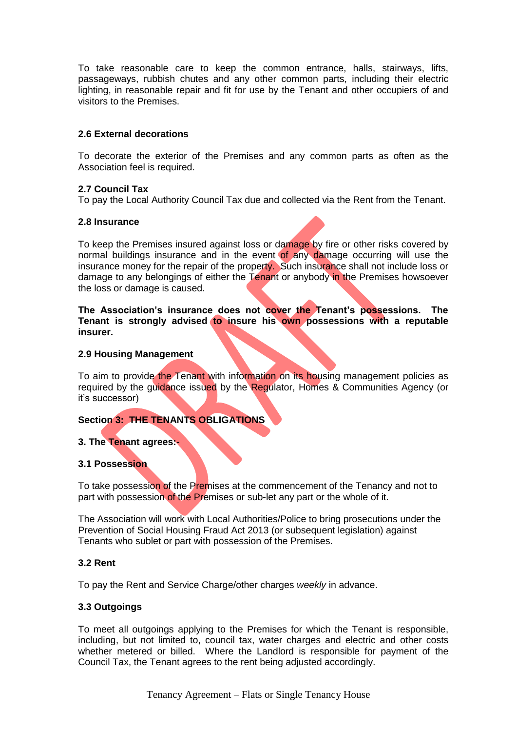To take reasonable care to keep the common entrance, halls, stairways, lifts, passageways, rubbish chutes and any other common parts, including their electric lighting, in reasonable repair and fit for use by the Tenant and other occupiers of and visitors to the Premises.

**2.6 External decorations**

To decorate the exterior of the Premises and any common parts as often as the Association feel is required.

**2.7 Council Tax**

To pay the Local Authority Council Tax due and collected via the Rent from the Tenant.

**2.8 Insurance**

To keep the Premises insured against loss or damage by fire or other risks covered by normal buildings insurance and in the event of any damage occurring will use the insurance money for the repair of the property. Such insurance shall not include loss or damage to any belongings of either the Tenant or anybody in the Premises howsoever the loss or damage is caused.

**The Association's insurance does not cover the Tenant's possessions. The Tenant is strongly advised to insure his own possessions with a reputable insurer.**

**2.9 Housing Management**

To aim to provide the Tenant with information on its housing management policies as required by the guidance issued by the Regulator, Homes & Communities Agency (or it's successor)

**Section 3: THE TENANTS OBLIGATIONS**

**3. The Tenant agrees:-**

**3.1 Possession**

To take possession of the Premises at the commencement of the Tenancy and not to part with possession of the Premises or sub-let any part or the whole of it.

The Association will work with Local Authorities/Police to bring prosecutions under the Prevention of Social Housing Fraud Act 2013 (or subsequent legislation) against Tenants who sublet or part with possession of the Premises.

**3.2 Rent**

To pay the Rent and Service Charge/other charges *weekly* in advance.

**3.3 Outgoings**

To meet all outgoings applying to the Premises for which the Tenant is responsible, including, but not limited to, council tax, water charges and electric and other costs whether metered or billed. Where the Landlord is responsible for payment of the Council Tax, the Tenant agrees to the rent being adjusted accordingly.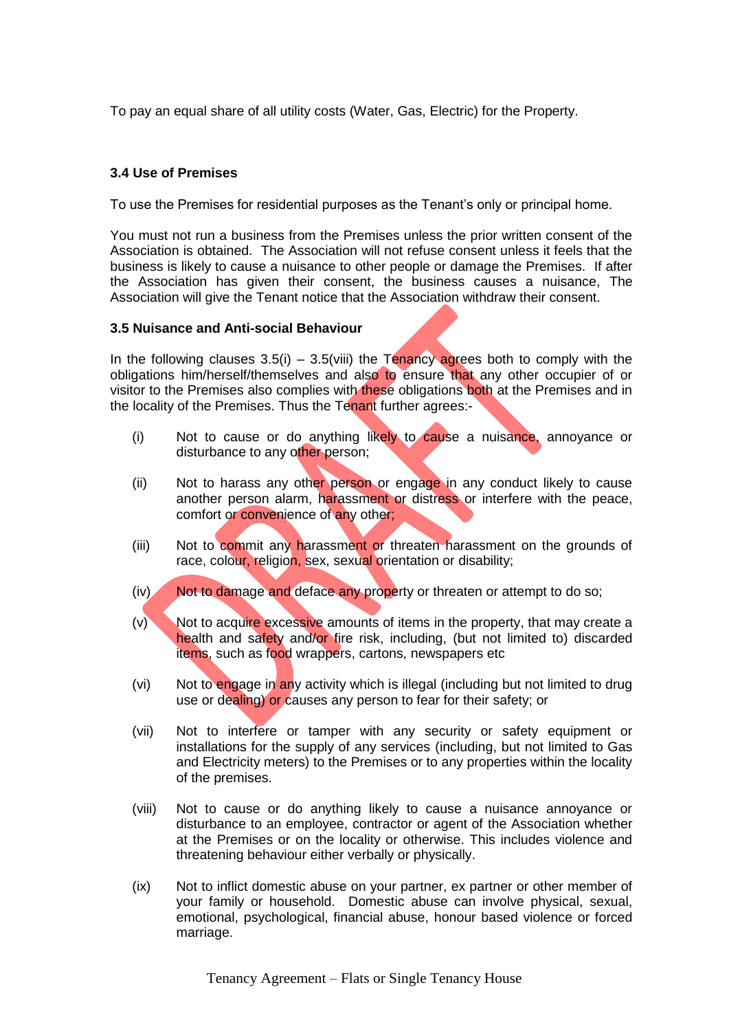To pay an equal share of all utility costs (Water, Gas, Electric) for the Property.

**3.4 Use of Premises**

To use the Premises for residential purposes as the Tenant's only or principal home.

You must not run a business from the Premises unless the prior written consent of the Association is obtained. The Association will not refuse consent unless it feels that the business is likely to cause a nuisance to other people or damage the Premises. If after the Association has given their consent, the business causes a nuisance, The Association will give the Tenant notice that the Association withdraw their consent.

**3.5 Nuisance and Anti-social Behaviour**

In the following clauses 3.5(i) – 3.5(viii) the Tenancy agrees both to comply with the obligations him/herself/themselves and also to ensure that any other occupier of or visitor to the Premises also complies with these obligations both at the Premises and in the locality of the Premises. Thus the Tenant further agrees:-

(i) Not to cause or do anything likely to cause a nuisance, annoyance or disturbance to any other person;

(ii) Not to harass any other person or engage in any conduct likely to cause another person alarm, harassment or distress or interfere with the peace, comfort or convenience of any other;

(iii) Not to commit any harassment or threaten harassment on the grounds of race, colour, religion, sex, sexual orientation or disability;

(iv) Not to damage and deface any property or threaten or attempt to do so;

(v) Not to acquire excessive amounts of items in the property, that may create a health and safety and/or fire risk, including, (but not limited to) discarded items, such as food wrappers, cartons, newspapers etc

(vi) Not to engage in any activity which is illegal (including but not limited to drug use or dealing) or causes any person to fear for their safety; or

(vii) Not to interfere or tamper with any security or safety equipment or installations for the supply of any services (including, but not limited to Gas and Electricity meters) to the Premises or to any properties within the locality of the premises.

(viii) Not to cause or do anything likely to cause a nuisance annoyance or disturbance to an employee, contractor or agent of the Association whether at the Premises or on the locality or otherwise. This includes violence and threatening behaviour either verbally or physically.

(ix) Not to inflict domestic abuse on your partner, ex partner or other member of your family or household. Domestic abuse can involve physical, sexual, emotional, psychological, financial abuse, honour based violence or forced marriage.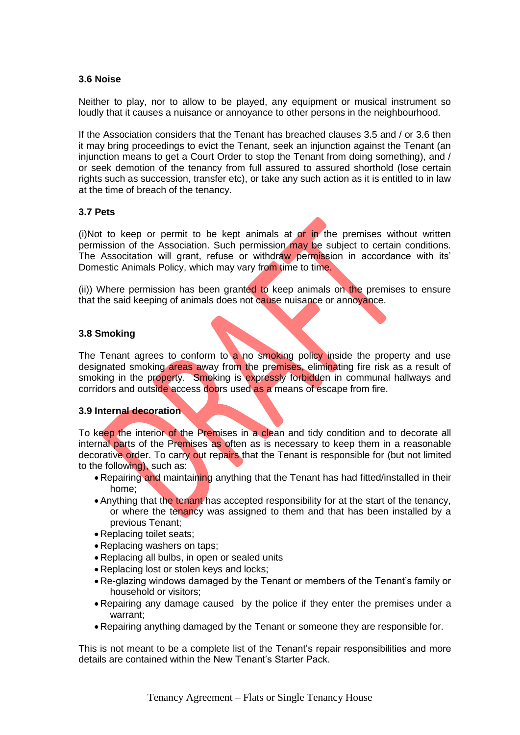### 3.6 Noise

Neither to play, nor to allow to be played, any equipment or musical instrument so loudly that it causes a nuisance or annoyance to other persons in the neighbourhood.

If the Association considers that the Tenant has breached clauses 3.5 and / or 3.6 then it may bring proceedings to evict the Tenant, seek an injunction against the Tenant (an injunction means to get a Court Order to stop the Tenant from doing something), and / or seek demotion of the tenancy from full assured to assured shorthold (lose certain rights such as succession, transfer etc), or take any such action as it is entitled to in law at the time of breach of the tenancy.

### 3.7 Pets

(i)Not to keep or permit to be kept animals at or in the premises without written permission of the Association. Such permission may be subject to certain conditions. The Association will grant, refuse or withdraw permission in accordance with its' Domestic Animals Policy, which may vary from time to time.

(ii)) Where permission has been granted to keep animals on the premises to ensure that the said keeping of animals does not cause nuisance or annoyance.

### 3.8 Smoking

The Tenant agrees to conform to a no smoking policy inside the property and use designated smoking areas away from the premises, eliminating fire risk as a result of smoking in the property. Smoking is expressly forbidden in communal hallways and corridors and outside access doors used as a means of escape from fire.

### 3.9 Internal decoration

To keep the interior of the Premises in a clean and tidy condition and to decorate all internal parts of the Premises as often as is necessary to keep them in a reasonable decorative order. To carry out repairs that the Tenant is responsible for (but not limited to the following), such as:

- Repairing and maintaining anything that the Tenant has had fitted/installed in their home;
- Anything that the tenant has accepted responsibility for at the start of the tenancy, or where the tenancy was assigned to them and that has been installed by a previous Tenant;
- Replacing toilet seats;
- Replacing washers on taps;
- Replacing all bulbs, in open or sealed units
- Replacing lost or stolen keys and locks;
- Re-glazing windows damaged by the Tenant or members of the Tenant's family or household or visitors;
- Repairing any damage caused by the police if they enter the premises under a warrant;
- Repairing anything damaged by the Tenant or someone they are responsible for.

This is not meant to be a complete list of the Tenant's repair responsibilities and more details are contained within the New Tenant's Starter Pack.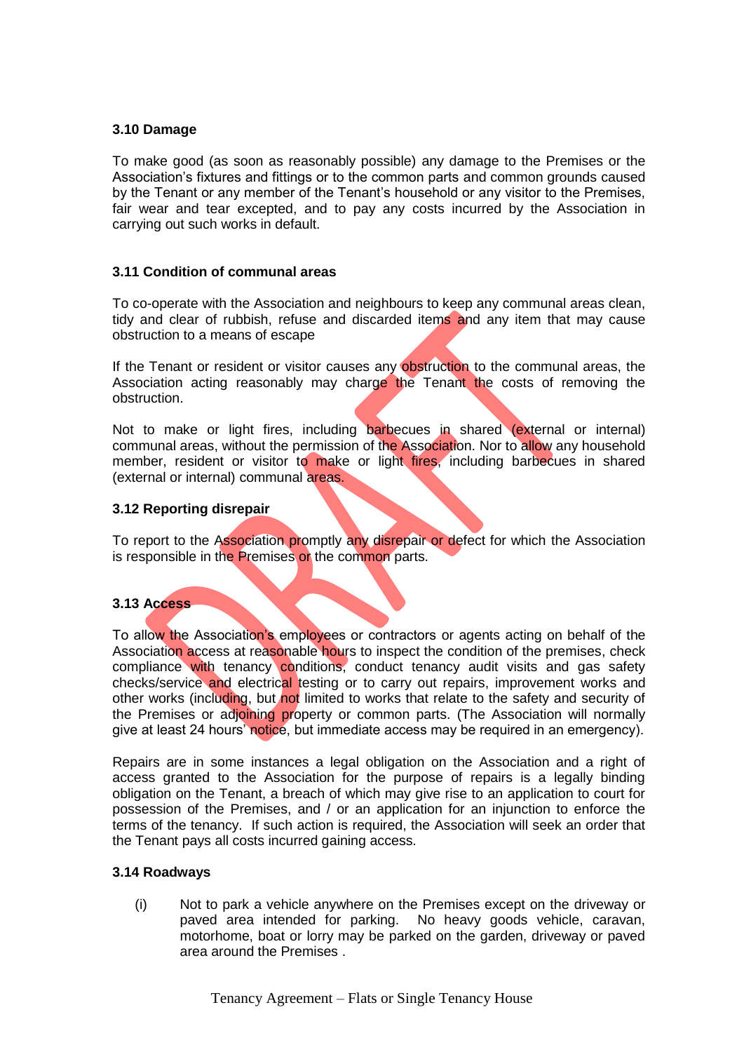### 3.10 Damage

To make good (as soon as reasonably possible) any damage to the Premises or the Association's fixtures and fittings or to the common parts and common grounds caused by the Tenant or any member of the Tenant's household or any visitor to the Premises, fair wear and tear excepted, and to pay any costs incurred by the Association in carrying out such works in default.

### 3.11 Condition of communal areas

To co-operate with the Association and neighbours to keep any communal areas clean, tidy and clear of rubbish, refuse and discarded items and any item that may cause obstruction to a means of escape

If the Tenant or resident or visitor causes any obstruction to the communal areas, the Association acting reasonably may charge the Tenant the costs of removing the obstruction.

Not to make or light fires, including barbecues in shared (external or internal) communal areas, without the permission of the Association. Nor to allow any household member, resident or visitor to make or light fires, including barbecues in shared (external or internal) communal areas.

### 3.12 Reporting disrepair

To report to the Association promptly any disrepair or defect for which the Association is responsible in the Premises or the common parts.

### 3.13 Access

To allow the Association's employees or contractors or agents acting on behalf of the Association access at reasonable hours to inspect the condition of the premises, check compliance with tenancy conditions, conduct tenancy audit visits and gas safety checks/service and electrical testing or to carry out repairs, improvement works and other works (including, but not limited to works that relate to the safety and security of the Premises or adjoining property or common parts. (The Association will normally give at least 24 hours' notice, but immediate access may be required in an emergency).

Repairs are in some instances a legal obligation on the Association and a right of access granted to the Association for the purpose of repairs is a legally binding obligation on the Tenant, a breach of which may give rise to an application to court for possession of the Premises, and / or an application for an injunction to enforce the terms of the tenancy. If such action is required, the Association will seek an order that the Tenant pays all costs incurred gaining access.

### 3.14 Roadways

(i) Not to park a vehicle anywhere on the Premises except on the driveway or paved area intended for parking. No heavy goods vehicle, caravan, motorhome, boat or lorry may be parked on the garden, driveway or paved area around the Premises .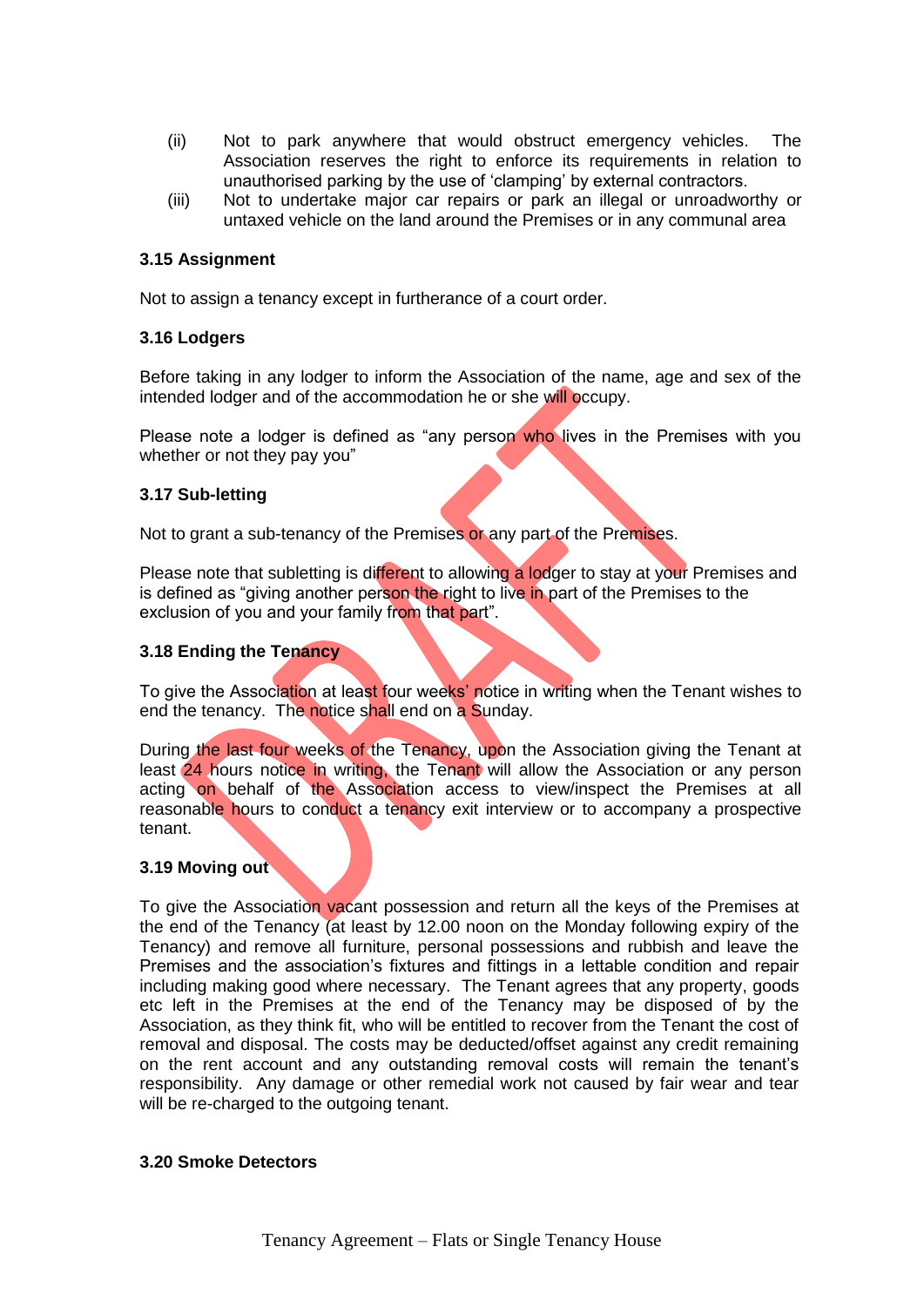(ii) Not to park anywhere that would obstruct emergency vehicles. The Association reserves the right to enforce its requirements in relation to unauthorised parking by the use of 'clamping' by external contractors.

(iii) Not to undertake major car repairs or park an illegal or unroadworthy or untaxed vehicle on the land around the Premises or in any communal area

### 3.15 Assignment

Not to assign a tenancy except in furtherance of a court order.

### 3.16 Lodgers

Before taking in any lodger to inform the Association of the name, age and sex of the intended lodger and of the accommodation he or she will occupy.

Please note a lodger is defined as "any person who lives in the Premises with you whether or not they pay you"

### 3.17 Sub-letting

Not to grant a sub-tenancy of the Premises or any part of the Premises.

Please note that subletting is different to allowing a lodger to stay at your Premises and is defined as "giving another person the right to live in part of the Premises to the exclusion of you and your family from that part".

### 3.18 Ending the Tenancy

To give the Association at least four weeks' notice in writing when the Tenant wishes to end the tenancy. The notice shall end on a Sunday.

During the last four weeks of the Tenancy, upon the Association giving the Tenant at least 24 hours notice in writing, the Tenant will allow the Association or any person acting on behalf of the Association access to view/inspect the Premises at all reasonable hours to conduct a tenancy exit interview or to accompany a prospective tenant.

### 3.19 Moving out

To give the Association vacant possession and return all the keys of the Premises at the end of the Tenancy (at least by 12.00 noon on the Monday following expiry of the Tenancy) and remove all furniture, personal possessions and rubbish and leave the Premises and the association's fixtures and fittings in a lettable condition and repair including making good where necessary. The Tenant agrees that any property, goods etc left in the Premises at the end of the Tenancy may be disposed of by the Association, as they think fit, who will be entitled to recover from the Tenant the cost of removal and disposal. The costs may be deducted/offset against any credit remaining on the rent account and any outstanding removal costs will remain the tenant's responsibility. Any damage or other remedial work not caused by fair wear and tear will be re-charged to the outgoing tenant.

### 3.20 Smoke Detectors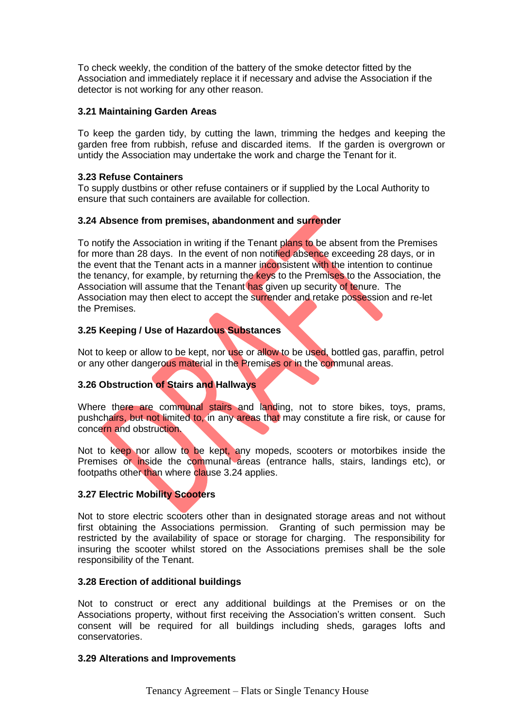To check weekly, the condition of the battery of the smoke detector fitted by the Association and immediately replace it if necessary and advise the Association if the detector is not working for any other reason.

**3.21 Maintaining Garden Areas**

To keep the garden tidy, by cutting the lawn, trimming the hedges and keeping the garden free from rubbish, refuse and discarded items. If the garden is overgrown or untidy the Association may undertake the work and charge the Tenant for it.

**3.23 Refuse Containers**

To supply dustbins or other refuse containers or if supplied by the Local Authority to ensure that such containers are available for collection.

**3.24 Absence from premises, abandonment and surrender**

To notify the Association in writing if the Tenant plans to be absent from the Premises for more than 28 days. In the event of non notified absence exceeding 28 days, or in the event that the Tenant acts in a manner inconsistent with the intention to continue the tenancy, for example, by returning the keys to the Premises to the Association, the Association will assume that the Tenant has given up security of tenure. The Association may then elect to accept the surrender and retake possession and re-let the Premises.

**3.25 Keeping / Use of Hazardous Substances**

Not to keep or allow to be kept, nor use or allow to be used, bottled gas, paraffin, petrol or any other dangerous material in the Premises or in the communal areas.

**3.26 Obstruction of Stairs and Hallways**

Where there are communal stairs and landing, not to store bikes, toys, prams, pushchairs, but not limited to, in any areas that may constitute a fire risk, or cause for concern and obstruction.

Not to keep nor allow to be kept, any mopeds, scooters or motorbikes inside the Premises or inside the communal areas (entrance halls, stairs, landings etc), or footpaths other than where clause 3.24 applies.

**3.27 Electric Mobility Scooters**

Not to store electric scooters other than in designated storage areas and not without first obtaining the Associations permission. Granting of such permission may be restricted by the availability of space or storage for charging. The responsibility for insuring the scooter whilst stored on the Associations premises shall be the sole responsibility of the Tenant.

**3.28 Erection of additional buildings**

Not to construct or erect any additional buildings at the Premises or on the Associations property, without first receiving the Association's written consent. Such consent will be required for all buildings including sheds, garages lofts and conservatories.

**3.29 Alterations and Improvements**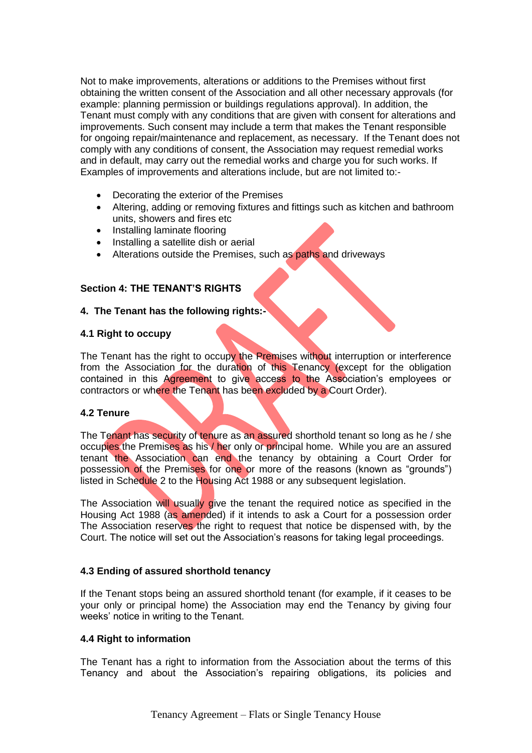Not to make improvements, alterations or additions to the Premises without first obtaining the written consent of the Association and all other necessary approvals (for example: planning permission or buildings regulations approval). In addition, the Tenant must comply with any conditions that are given with consent for alterations and improvements. Such consent may include a term that makes the Tenant responsible for ongoing repair/maintenance and replacement, as necessary. If the Tenant does not comply with any conditions of consent, the Association may request remedial works and in default, may carry out the remedial works and charge you for such works. If Examples of improvements and alterations include, but are not limited to:-

- Decorating the exterior of the Premises
- Altering, adding or removing fixtures and fittings such as kitchen and bathroom units, showers and fires etc
- Installing laminate flooring
- Installing a satellite dish or aerial
- Alterations outside the Premises, such as paths and driveways

## Section 4: THE TENANT'S RIGHTS

**4. The Tenant has the following rights:-**

### 4.1 Right to occupy

The Tenant has the right to occupy the Premises without interruption or interference from the Association for the duration of this Tenancy (except for the obligation contained in this Agreement to give access to the Association's employees or contractors or where the Tenant has been excluded by a Court Order).

### 4.2 Tenure

The Tenant has security of tenure as an assured shorthold tenant so long as he / she occupies the Premises as his / her only or principal home. While you are an assured tenant the Association can end the tenancy by obtaining a Court Order for possession of the Premises for one or more of the reasons (known as "grounds") listed in Schedule 2 to the Housing Act 1988 or any subsequent legislation.

The Association will usually give the tenant the required notice as specified in the Housing Act 1988 (as amended) if it intends to ask a Court for a possession order The Association reserves the right to request that notice be dispensed with, by the Court. The notice will set out the Association's reasons for taking legal proceedings.

### 4.3 Ending of assured shorthold tenancy

If the Tenant stops being an assured shorthold tenant (for example, if it ceases to be your only or principal home) the Association may end the Tenancy by giving four weeks' notice in writing to the Tenant.

### 4.4 Right to information

The Tenant has a right to information from the Association about the terms of this Tenancy and about the Association's repairing obligations, its policies and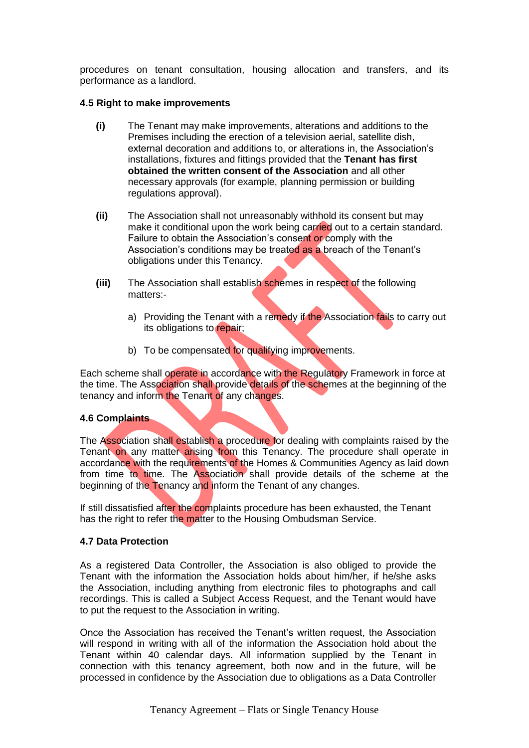procedures on tenant consultation, housing allocation and transfers, and its performance as a landlord.

**4.5 Right to make improvements**

**(i)** The Tenant may make improvements, alterations and additions to the Premises including the erection of a television aerial, satellite dish, external decoration and additions to, or alterations in, the Association's installations, fixtures and fittings provided that the **Tenant has first obtained the written consent of the Association** and all other necessary approvals (for example, planning permission or building regulations approval).

**(ii)** The Association shall not unreasonably withhold its consent but may make it conditional upon the work being carried out to a certain standard. Failure to obtain the Association's consent or comply with the Association's conditions may be treated as a breach of the Tenant's obligations under this Tenancy.

**(iii)** The Association shall establish schemes in respect of the following matters:-

a) Providing the Tenant with a remedy if the Association fails to carry out its obligations to repair;

b) To be compensated for qualifying improvements.

Each scheme shall operate in accordance with the Regulatory Framework in force at the time. The Association shall provide details of the schemes at the beginning of the tenancy and inform the Tenant of any changes.

**4.6 Complaints**

The Association shall establish a procedure for dealing with complaints raised by the Tenant on any matter arising from this Tenancy. The procedure shall operate in accordance with the requirements of the Homes & Communities Agency as laid down from time to time. The Association shall provide details of the scheme at the beginning of the Tenancy and inform the Tenant of any changes.

If still dissatisfied after the complaints procedure has been exhausted, the Tenant has the right to refer the matter to the Housing Ombudsman Service.

**4.7 Data Protection**

As a registered Data Controller, the Association is also obliged to provide the Tenant with the information the Association holds about him/her, if he/she asks the Association, including anything from electronic files to photographs and call recordings. This is called a Subject Access Request, and the Tenant would have to put the request to the Association in writing.

Once the Association has received the Tenant's written request, the Association will respond in writing with all of the information the Association hold about the Tenant within 40 calendar days. All information supplied by the Tenant in connection with this tenancy agreement, both now and in the future, will be processed in confidence by the Association due to obligations as a Data Controller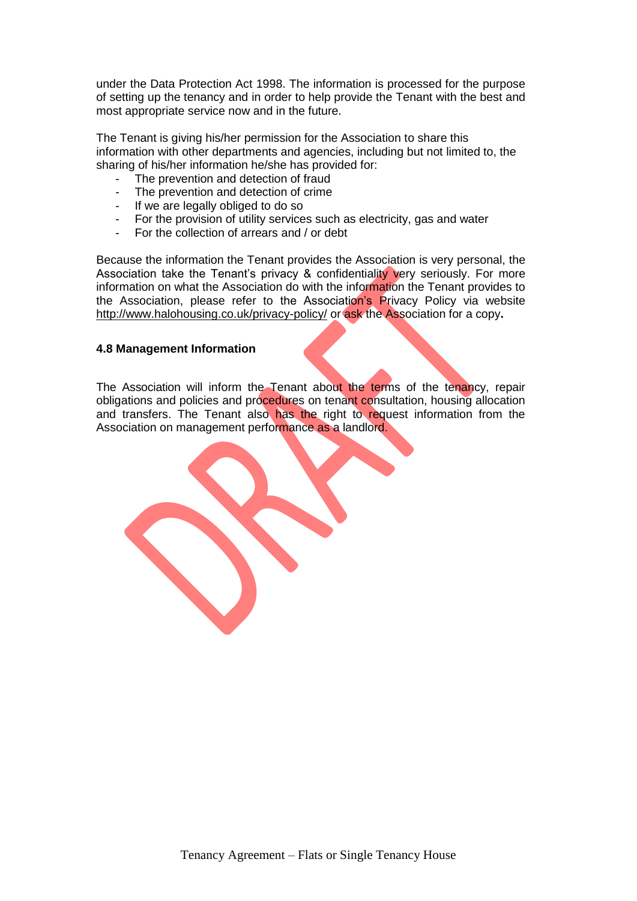under the Data Protection Act 1998. The information is processed for the purpose of setting up the tenancy and in order to help provide the Tenant with the best and most appropriate service now and in the future.

The Tenant is giving his/her permission for the Association to share this information with other departments and agencies, including but not limited to, the sharing of his/her information he/she has provided for:

- The prevention and detection of fraud
- The prevention and detection of crime
- If we are legally obliged to do so
- For the provision of utility services such as electricity, gas and water
- For the collection of arrears and / or debt

Because the information the Tenant provides the Association is very personal, the Association take the Tenant's privacy & confidentiality very seriously. For more information on what the Association do with the information the Tenant provides to the Association, please refer to the Association's Privacy Policy via website http://www.halohousing.co.uk/privacy-policy/ or ask the Association for a copy**.**

**4.8 Management Information**

The Association will inform the Tenant about the terms of the tenancy, repair obligations and policies and procedures on tenant consultation, housing allocation and transfers. The Tenant also has the right to request information from the Association on management performance as a landlord.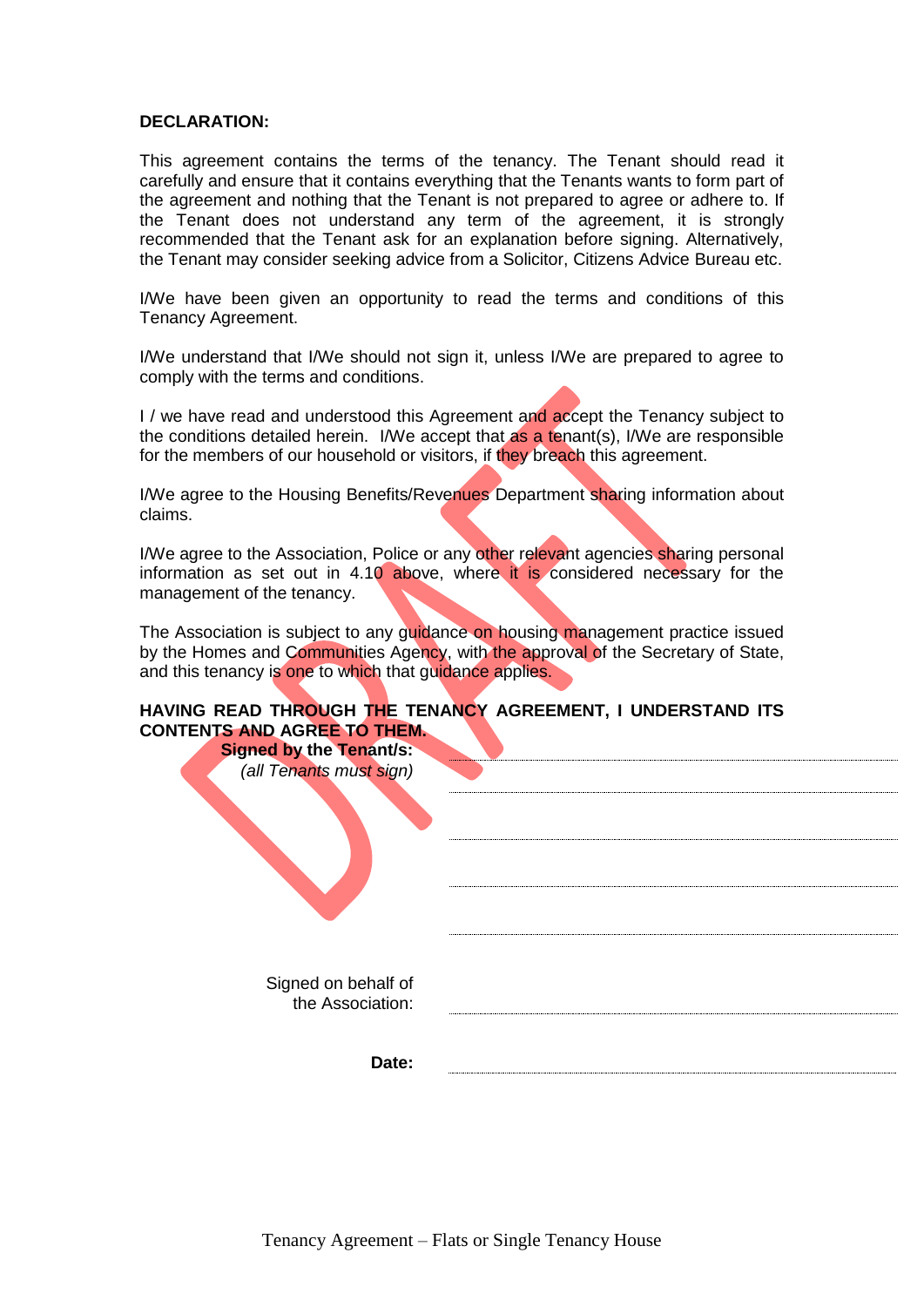**DECLARATION:**

This agreement contains the terms of the tenancy. The Tenant should read it carefully and ensure that it contains everything that the Tenants wants to form part of the agreement and nothing that the Tenant is not prepared to agree or adhere to. If the Tenant does not understand any term of the agreement, it is strongly recommended that the Tenant ask for an explanation before signing. Alternatively, the Tenant may consider seeking advice from a Solicitor, Citizens Advice Bureau etc.

I/We have been given an opportunity to read the terms and conditions of this Tenancy Agreement.

I/We understand that I/We should not sign it, unless I/We are prepared to agree to comply with the terms and conditions.

I / we have read and understood this Agreement and accept the Tenancy subject to the conditions detailed herein. I/We accept that as a tenant(s), I/We are responsible for the members of our household or visitors, if they breach this agreement.

I/We agree to the Housing Benefits/Revenues Department sharing information about claims.

I/We agree to the Association, Police or any other relevant agencies sharing personal information as set out in 4.10 above, where it is considered necessary for the management of the tenancy.

The Association is subject to any guidance on housing management practice issued by the Homes and Communities Agency, with the approval of the Secretary of State, and this tenancy is one to which that guidance applies.

**HAVING READ THROUGH THE TENANCY AGREEMENT, I UNDERSTAND ITS CONTENTS AND AGREE TO THEM.**

**Signed by the Tenant/s:**
*(all Tenants must sign)* ..............................................

..............................................

..............................................

..............................................

..............................................

Signed on behalf of the Association: ..............................................

**Date:** ..............................................

DRAFT